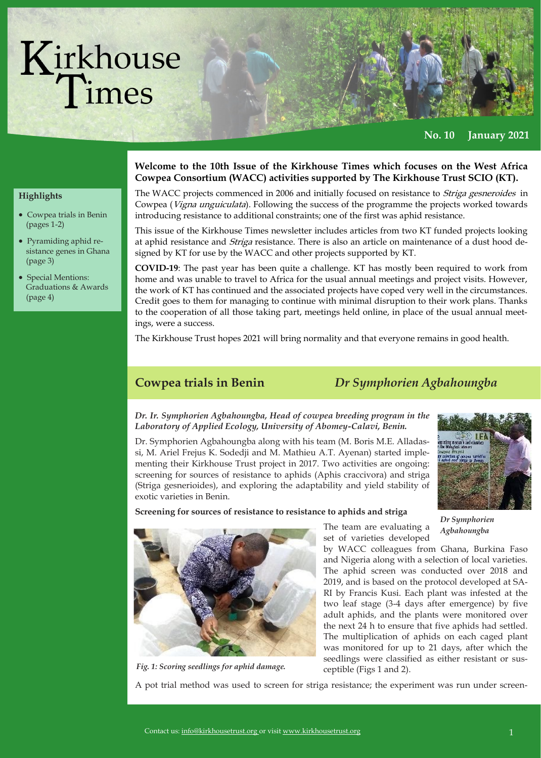# Kirkhouse Times

**No. 10 January 2021**

**Highlights**

- Cowpea trials in Benin (pages 1-2)
- Pyramiding aphid resistance genes in Ghana (page 3)
- Special Mentions: Graduations & Awards (page 4)

**Welcome to the 10th Issue of the Kirkhouse Times which focuses on the West Africa Cowpea Consortium (WACC) activities supported by The Kirkhouse Trust SCIO (KT).**

The WACC projects commenced in 2006 and initially focused on resistance to *Striga gesneroides* in Cowpea (*Vigna unguiculata*). Following the success of the programme the projects worked towards introducing resistance to additional constraints; one of the first was aphid resistance.

This issue of the Kirkhouse Trust newsletter includes articles from two KT funded projects looking at aphid resistance and *Striga* resistance. There is also an article on maintenance of a dust hood designed by KT for use by the WACC and other projects supported by KT.

**COVID-19**: The past year has been quite a challenge. KT has mostly been required to work from home and was unable to travel to Africa for the usual annual meetings and project visits. However, the work of KT has continued and the associated projects have coped very well in the circumstances. Credit goes to them for managing to continue with minimal disruption to their work plans. Thanks to the cooperation of all those taking part, meetings held online, in place of the usual annual meetings, were a success.

The Kirkhouse Trust hopes 2021 will bring normality and that everyone remains in good health.

## Cowpea trials in Benin — *Dr Symphorien Agbahoungba*

***Dr. Ir. Symphorien Agbahoungba, Head of cowpea breeding program in the Laboratory of Applied Ecology, University of Abomey-Calavi, Benin.***

Dr. Symphorien Agbahoungba along with his team (M. Boris M.E. Alladassi, M. Ariel Frejus K. Sodedji and M. Mathieu A.T. Ayenan) started implementing their Kirkhouse Trust project in 2017. Two activities are ongoing: screening for sources of resistance to aphids (Aphis craccivora) and striga (Striga gesnerioides), and exploring the adaptability and yield stability of exotic varieties in Benin.

*Dr Symphorien Agbahoungba*

**Screening for sources of resistance to resistance to aphids and striga**

*Fig. 1: Scoring seedlings for aphid damage.*

The team are evaluating a set of varieties developed by WACC colleagues from Ghana, Burkina Faso and Nigeria along with a selection of local varieties. The aphid screen was conducted over 2018 and 2019, and is based on the protocol developed at SARI by Francis Kusi. Each plant was infested at the two leaf stage (3-4 days after emergence) by five adult aphids, and the plants were monitored over the next 24 h to ensure that five aphids had settled. The multiplication of aphids on each caged plant was monitored for up to 21 days, after which the seedlings were classified as either resistant or susceptible (Figs 1 and 2).

A pot trial method was used to screen for striga resistance; the experiment was run under screen-

Contact us: info@kirkhousetrust.org or visit www.kirkhousetrust.org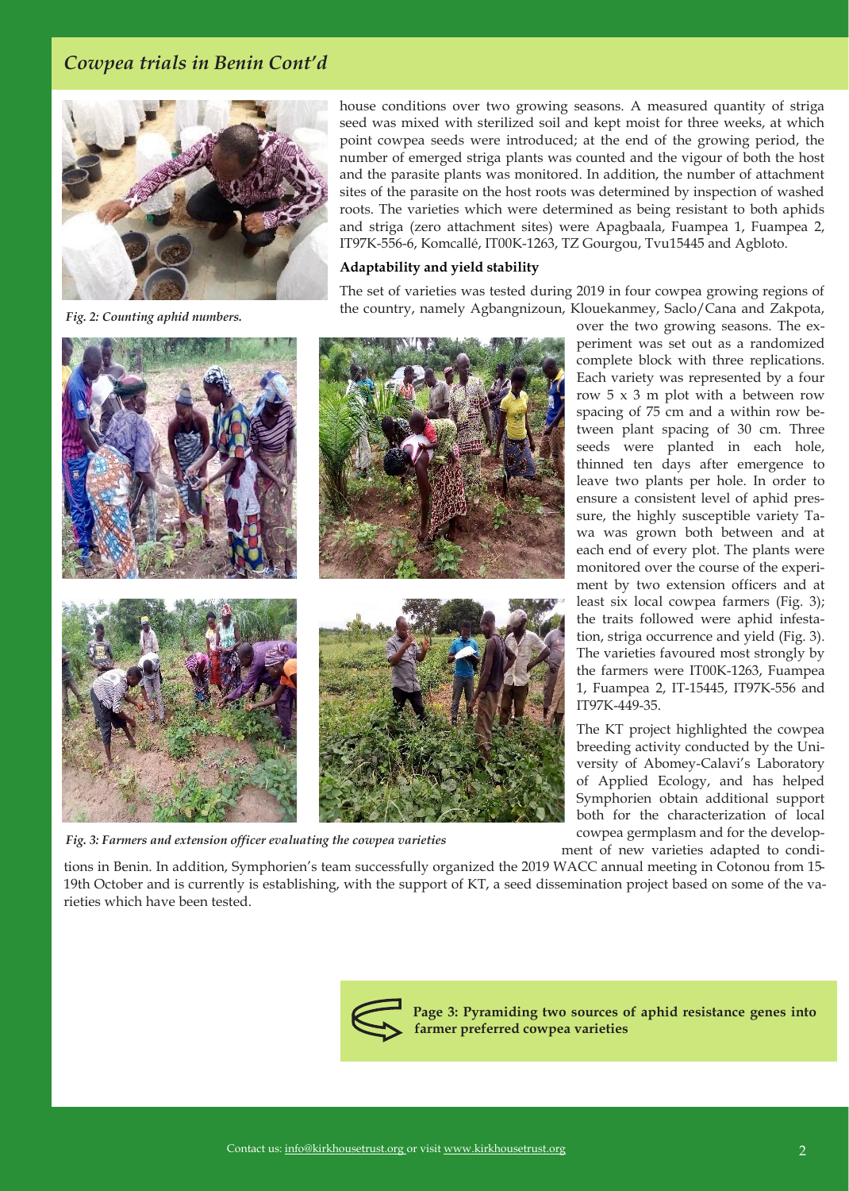## *Cowpea trials in Benin Cont'd*

house conditions over two growing seasons. A measured quantity of striga seed was mixed with sterilized soil and kept moist for three weeks, at which point cowpea seeds were introduced; at the end of the growing period, the number of emerged striga plants was counted and the vigour of both the host and the parasite plants was monitored. In addition, the number of attachment sites of the parasite on the host roots was determined by inspection of washed roots. The varieties which were determined as being resistant to both aphids and striga (zero attachment sites) were Apagbaala, Fuampea 1, Fuampea 2, IT97K-556-6, Komcallé, IT00K-1263, TZ Gourgou, Tvu15445 and Agbloto.

*Fig. 2: Counting aphid numbers.*

**Adaptability and yield stability**

The set of varieties was tested during 2019 in four cowpea growing regions of the country, namely Agbangnizoun, Klouekanmey, Saclo/Cana and Zakpota, over the two growing seasons. The experiment was set out as a randomized complete block with three replications. Each variety was represented by a four row 5 x 3 m plot with a between row spacing of 75 cm and a within row between plant spacing of 30 cm. Three seeds were planted in each hole, thinned ten days after emergence to leave two plants per hole. In order to ensure a consistent level of aphid pressure, the highly susceptible variety Tawa was grown both between and at each end of every plot. The plants were monitored over the course of the experiment by two extension officers and at least six local cowpea farmers (Fig. 3); the traits followed were aphid infestation, striga occurrence and yield (Fig. 3). The varieties favoured most strongly by the farmers were IT00K-1263, Fuampea 1, Fuampea 2, IT-15445, IT97K-556 and IT97K-449-35.

*Fig. 3: Farmers and extension officer evaluating the cowpea varieties*

The KT project highlighted the cowpea breeding activity conducted by the University of Abomey-Calavi's Laboratory of Applied Ecology, and has helped Symphorien obtain additional support both for the characterization of local cowpea germplasm and for the development of new varieties adapted to conditions in Benin. In addition, Symphorien's team successfully organized the 2019 WACC annual meeting in Cotonou from 15-19th October and is currently is establishing, with the support of KT, a seed dissemination project based on some of the varieties which have been tested.

**Page 3: Pyramiding two sources of aphid resistance genes into farmer preferred cowpea varieties**

Contact us: info@kirkhousetrust.org or visit www.kirkhousetrust.org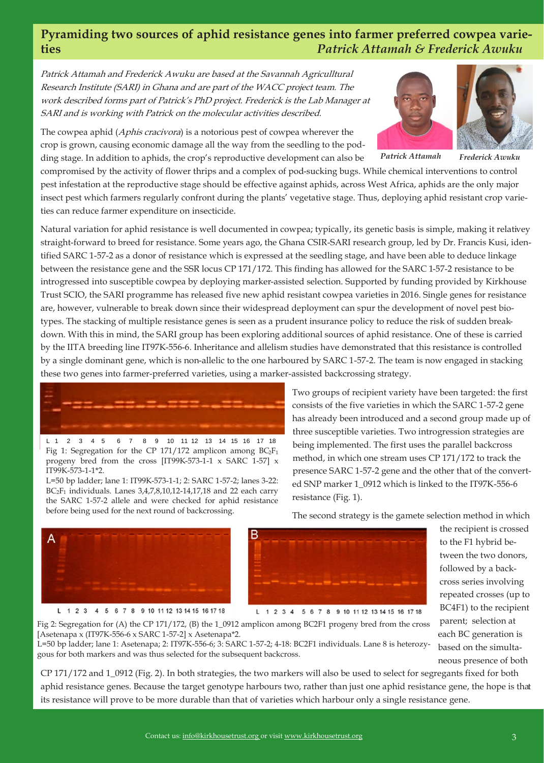## Pyramiding two sources of aphid resistance genes into farmer preferred cowpea varieties

*Patrick Attamah & Frederick Awuku*

*Patrick Attamah and Frederick Awuku are based at the Savannah Agriculltural Research Institute (SARI) in Ghana and are part of the WACC project team. The work described forms part of Patrick's PhD project. Frederick is the Lab Manager at SARI and is working with Patrick on the molecular activities described.*

**Patrick Attamah** — **Frederick Awuku**

The cowpea aphid (*Aphis cracivora*) is a notorious pest of cowpea wherever the crop is grown, causing economic damage all the way from the seedling to the podding stage. In addition to aphids, the crop's reproductive development can also be compromised by the activity of flower thrips and a complex of pod-sucking bugs. While chemical interventions to control pest infestation at the reproductive stage should be effective against aphids, across West Africa, aphids are the only major insect pest which farmers regularly confront during the plants' vegetative stage. Thus, deploying aphid resistant crop varieties can reduce farmer expenditure on insecticide.

Natural variation for aphid resistance is well documented in cowpea; typically, its genetic basis is simple, making it relativey straight-forward to breed for resistance. Some years ago, the Ghana CSIR-SARI research group, led by Dr. Francis Kusi, identified SARC 1-57-2 as a donor of resistance which is expressed at the seedling stage, and have been able to deduce linkage between the resistance gene and the SSR locus CP 171/172. This finding has allowed for the SARC 1-57-2 resistance to be introgressed into susceptible cowpea by deploying marker-assisted selection. Supported by funding provided by Kirkhouse Trust SCIO, the SARI programme has released five new aphid resistant cowpea varieties in 2016. Single genes for resistance are, however, vulnerable to break down since their widespread deployment can spur the development of novel pest biotypes. The stacking of multiple resistance genes is seen as a prudent insurance policy to reduce the risk of sudden breakdown. With this in mind, the SARI group has been exploring additional sources of aphid resistance. One of these is carried by the IITA breeding line IT97K-556-6. Inheritance and allelism studies have demonstrated that this resistance is controlled by a single dominant gene, which is non-allelic to the one harboured by SARC 1-57-2. The team is now engaged in stacking these two genes into farmer-preferred varieties, using a marker-assisted backcrossing strategy.

Fig 1: Segregation for the CP 171/172 amplicon among $BC_2F_1$ progeny bred from the cross [IT99K-573-1-1 x SARC 1-57] x IT99K-573-1-1*2.
L=50 bp ladder; lane 1: IT99K-573-1-1; 2: SARC 1-57-2; lanes 3-22: $BC_2F_1$ individuals. Lanes 3,4,7,8,10,12-14,17,18 and 22 each carry the SARC 1-57-2 allele and were checked for aphid resistance before being used for the next round of backcrossing.

Two groups of recipient variety have been targeted: the first consists of the five varieties in which the SARC 1-57-2 gene has already been introduced and a second group made up of three susceptible varieties. Two introgression strategies are being implemented. The first uses the parallel backcross method, in which one stream uses CP 171/172 to track the presence SARC 1-57-2 gene and the other that of the converted SNP marker 1_0912 which is linked to the IT97K-556-6 resistance (Fig. 1).

The second strategy is the gamete selection method in which the recipient is crossed to the F1 hybrid between the two donors, followed by a backcross series involving repeated crosses (up to BC4F1) to the recipient parent; selection at each BC generation is based on the simultaneous presence of both CP 171/172 and 1_0912 (Fig. 2). In both strategies, the two markers will also be used to select for segregants fixed for both aphid resistance genes. Because the target genotype harbours two, rather than just one aphid resistance gene, the hope is that its resistance will prove to be more durable than that of varieties which harbour only a single resistance gene.

Fig 2: Segregation for (A) the CP 171/172, (B) the 1_0912 amplicon among BC2F1 progeny bred from the cross [Asetenapa x (IT97K-556-6 x SARC 1-57-2] x Asetenapa*2.
L=50 bp ladder; lane 1: Asetenapa; 2: IT97K-556-6; 3: SARC 1-57-2; 4-18: BC2F1 individuals. Lane 8 is heterozygous for both markers and was thus selected for the subsequent backcross.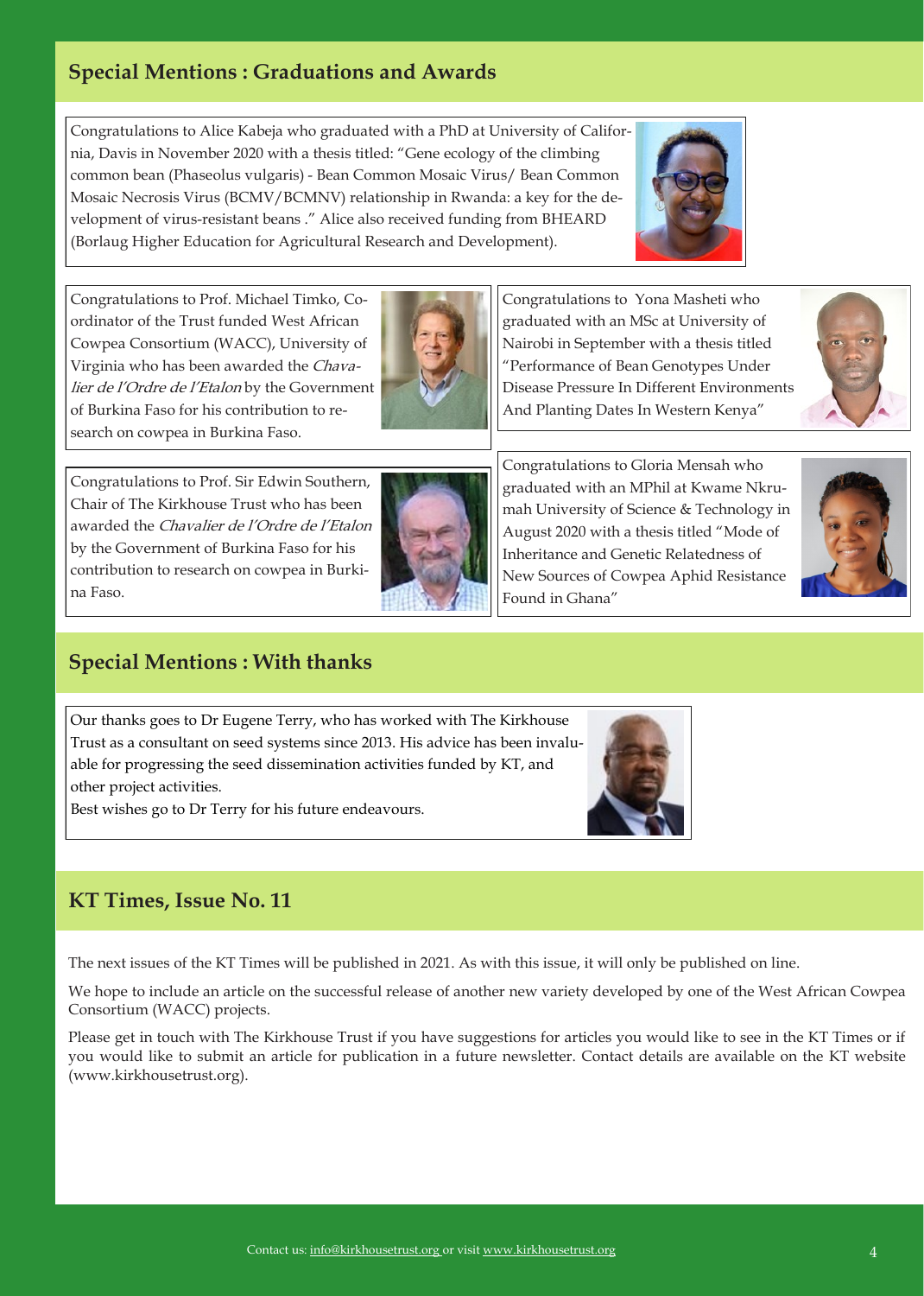## Special Mentions : Graduations and Awards

Congratulations to Alice Kabeja who graduated with a PhD at University of California, Davis in November 2020 with a thesis titled: “Gene ecology of the climbing common bean (Phaseolus vulgaris) - Bean Common Mosaic Virus/ Bean Common Mosaic Necrosis Virus (BCMV/BCMNV) relationship in Rwanda: a key for the development of virus-resistant beans .” Alice also received funding from BHEARD (Borlaug Higher Education for Agricultural Research and Development).

Congratulations to Prof. Michael Timko, Co-ordinator of the Trust funded West African Cowpea Consortium (WACC), University of Virginia who has been awarded the *Chavalier de l’Ordre de l’Etalon* by the Government of Burkina Faso for his contribution to research on cowpea in Burkina Faso.

Congratulations to Prof. Sir Edwin Southern, Chair of The Kirkhouse Trust who has been awarded the *Chavalier de l’Ordre de l’Etalon* by the Government of Burkina Faso for his contribution to research on cowpea in Burkina Faso.

Congratulations to Yona Masheti who graduated with an MSc at University of Nairobi in September with a thesis titled “Performance of Bean Genotypes Under Disease Pressure In Different Environments And Planting Dates In Western Kenya”

Congratulations to Gloria Mensah who graduated with an MPhil at Kwame Nkrumah University of Science & Technology in August 2020 with a thesis titled “Mode of Inheritance and Genetic Relatedness of New Sources of Cowpea Aphid Resistance Found in Ghana”

## Special Mentions : With thanks

Our thanks goes to Dr Eugene Terry, who has worked with The Kirkhouse Trust as a consultant on seed systems since 2013. His advice has been invaluable for progressing the seed dissemination activities funded by KT, and other project activities.

Best wishes go to Dr Terry for his future endeavours.

## KT Times, Issue No. 11

The next issues of the KT Times will be published in 2021. As with this issue, it will only be published on line.

We hope to include an article on the successful release of another new variety developed by one of the West African Cowpea Consortium (WACC) projects.

Please get in touch with The Kirkhouse Trust if you have suggestions for articles you would like to see in the KT Times or if you would like to submit an article for publication in a future newsletter. Contact details are available on the KT website (www.kirkhousetrust.org).

Contact us: info@kirkhousetrust.org or visit www.kirkhousetrust.org